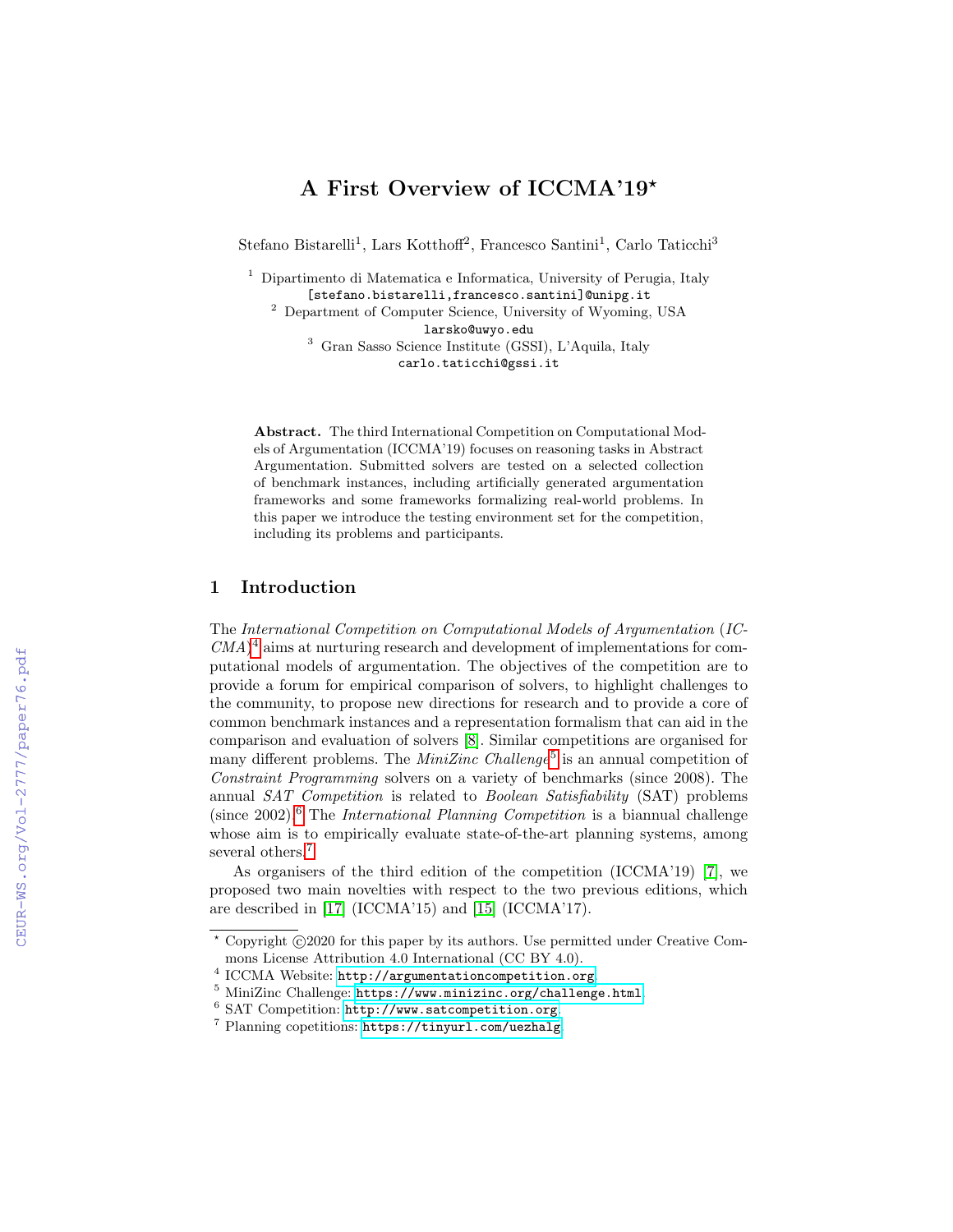# A First Overview of ICCMA'19*

Stefano Bistarelli[1], Lars Kotthoff[2], Francesco Santini[1], Carlo Taticchi[3]

[1] Dipartimento di Matematica e Informatica, University of Perugia, Italy
[stefano.bistarelli,francesco.santini]@unipg.it

[2] Department of Computer Science, University of Wyoming, USA
larsko@uwyo.edu

[3] Gran Sasso Science Institute (GSSI), L'Aquila, Italy
carlo.taticchi@gssi.it

**Abstract.** The third International Competition on Computational Models of Argumentation (ICCMA'19) focuses on reasoning tasks in Abstract Argumentation. Submitted solvers are tested on a selected collection of benchmark instances, including artificially generated argumentation frameworks and some frameworks formalizing real-world problems. In this paper we introduce the testing environment set for the competition, including its problems and participants.

## 1 Introduction

The *International Competition on Computational Models of Argumentation* (*ICCMA*)[4] aims at nurturing research and development of implementations for computational models of argumentation. The objectives of the competition are to provide a forum for empirical comparison of solvers, to highlight challenges to the community, to propose new directions for research and to provide a core of common benchmark instances and a representation formalism that can aid in the comparison and evaluation of solvers [8]. Similar competitions are organised for many different problems. The *MiniZinc Challenge*[5] is an annual competition of *Constraint Programming* solvers on a variety of benchmarks (since 2008). The annual *SAT Competition* is related to *Boolean Satisfiability* (SAT) problems (since 2002).[6] The *International Planning Competition* is a biannual challenge whose aim is to empirically evaluate state-of-the-art planning systems, among several others.[7]

As organisers of the third edition of the competition (ICCMA'19) [7], we proposed two main novelties with respect to the two previous editions, which are described in [17] (ICCMA'15) and [15] (ICCMA'17).

---

* Copyright ©2020 for this paper by its authors. Use permitted under Creative Commons License Attribution 4.0 International (CC BY 4.0).

[4] ICCMA Website: http://argumentationcompetition.org

[5] MiniZinc Challenge: https://www.minizinc.org/challenge.html.

[6] SAT Competition: http://www.satcompetition.org

[7] Planning copetitions: https://tinyurl.com/uezhalg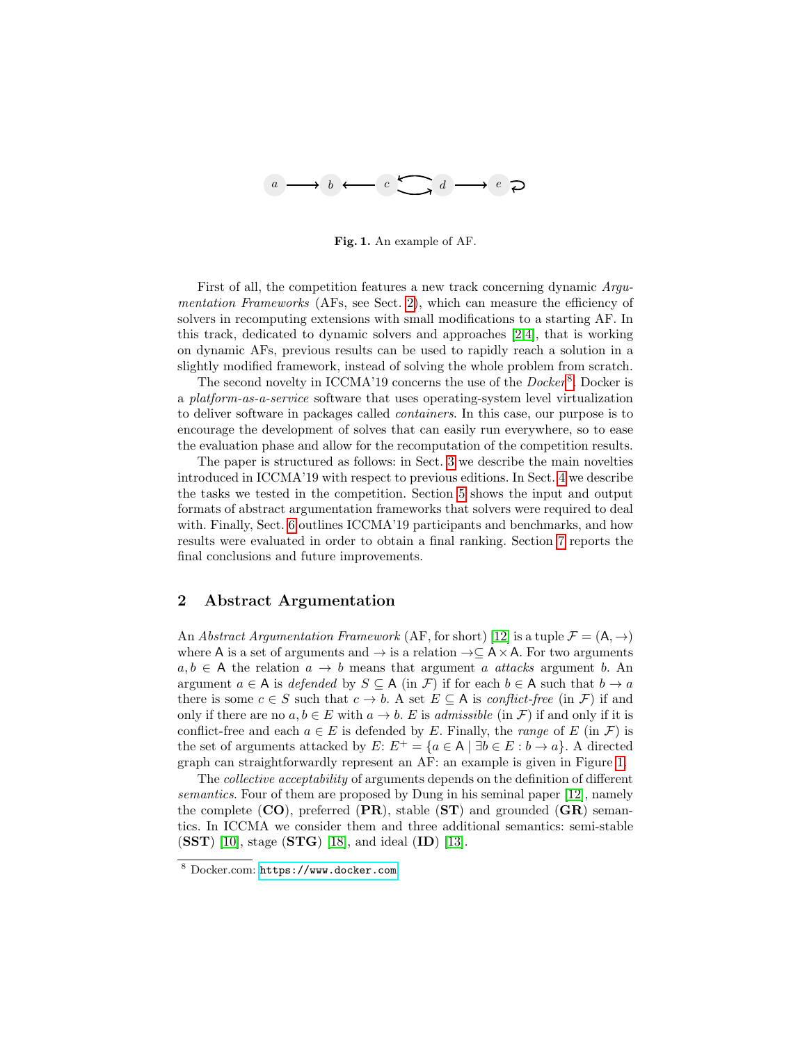**Fig. 1.** An example of AF.

First of all, the competition features a new track concerning dynamic *Argumentation Frameworks* (AFs, see Sect. 2), which can measure the efficiency of solvers in recomputing extensions with small modifications to a starting AF. In this track, dedicated to dynamic solvers and approaches [2,4], that is working on dynamic AFs, previous results can be used to rapidly reach a solution in a slightly modified framework, instead of solving the whole problem from scratch.

The second novelty in ICCMA'19 concerns the use of the *Docker*[8]. Docker is a *platform-as-a-service* software that uses operating-system level virtualization to deliver software in packages called *containers*. In this case, our purpose is to encourage the development of solves that can easily run everywhere, so to ease the evaluation phase and allow for the recomputation of the competition results.

The paper is structured as follows: in Sect. 3 we describe the main novelties introduced in ICCMA'19 with respect to previous editions. In Sect. 4 we describe the tasks we tested in the competition. Section 5 shows the input and output formats of abstract argumentation frameworks that solvers were required to deal with. Finally, Sect. 6 outlines ICCMA'19 participants and benchmarks, and how results were evaluated in order to obtain a final ranking. Section 7 reports the final conclusions and future improvements.

## 2 Abstract Argumentation

An *Abstract Argumentation Framework* (AF, for short) [12] is a tuple $\mathcal{F} = (\mathsf{A}, \rightarrow)$ where $\mathsf{A}$ is a set of arguments and $\rightarrow$ is a relation $\rightarrow \subseteq \mathsf{A} \times \mathsf{A}$. For two arguments $a, b \in \mathsf{A}$ the relation $a \rightarrow b$ means that argument $a$ *attacks* argument $b$. An argument $a \in \mathsf{A}$ is *defended* by $S \subseteq \mathsf{A}$ (in $\mathcal{F}$) if for each $b \in \mathsf{A}$ such that $b \rightarrow a$ there is some $c \in S$ such that $c \rightarrow b$. A set $E \subseteq \mathsf{A}$ is *conflict-free* (in $\mathcal{F}$) if and only if there are no $a, b \in E$ with $a \rightarrow b$. $E$ is *admissible* (in $\mathcal{F}$) if and only if it is conflict-free and each $a \in E$ is defended by $E$. Finally, the *range* of $E$ (in $\mathcal{F}$) is the set of arguments attacked by $E$: $E^+ = \{a \in \mathsf{A} \mid \exists b \in E : b \rightarrow a\}$. A directed graph can straightforwardly represent an AF: an example is given in Figure 1.

The *collective acceptability* of arguments depends on the definition of different *semantics*. Four of them are proposed by Dung in his seminal paper [12], namely the complete (**CO**), preferred (**PR**), stable (**ST**) and grounded (**GR**) semantics. In ICCMA we consider them and three additional semantics: semi-stable (**SST**) [10], stage (**STG**) [18], and ideal (**ID**) [13].

[8] Docker.com: https://www.docker.com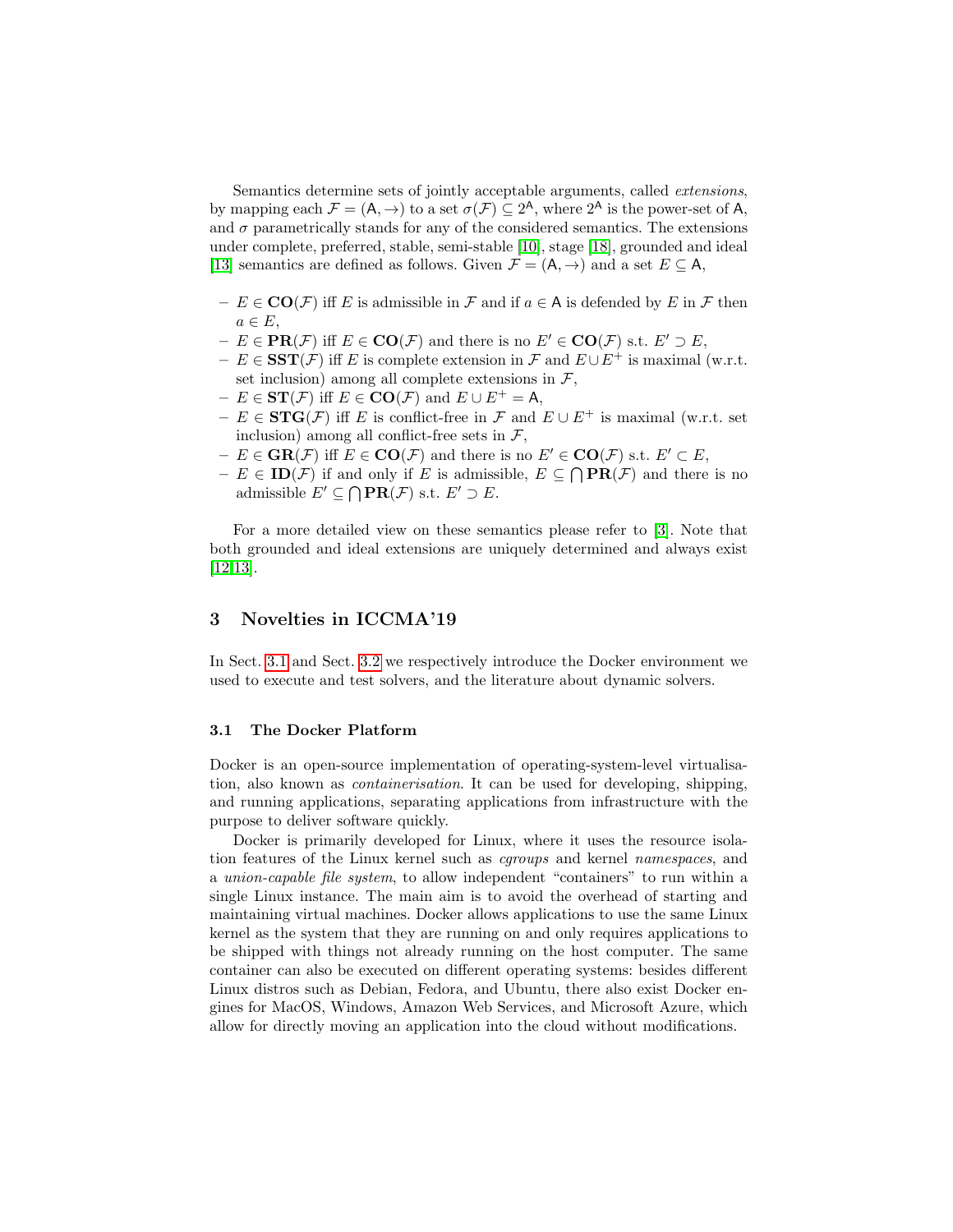Semantics determine sets of jointly acceptable arguments, called *extensions*, by mapping each $\mathcal{F} = (\mathsf{A}, \rightarrow)$ to a set $\sigma(\mathcal{F}) \subseteq 2^{\mathsf{A}}$, where $2^{\mathsf{A}}$ is the power-set of $\mathsf{A}$, and $\sigma$ parametrically stands for any of the considered semantics. The extensions under complete, preferred, stable, semi-stable [10], stage [18], grounded and ideal [13] semantics are defined as follows. Given $\mathcal{F} = (\mathsf{A}, \rightarrow)$ and a set $E \subseteq \mathsf{A}$,

- $E \in \mathbf{CO}(\mathcal{F})$ iff $E$ is admissible in $\mathcal{F}$ and if $a \in \mathsf{A}$ is defended by $E$ in $\mathcal{F}$ then $a \in E$,
- $E \in \mathbf{PR}(\mathcal{F})$ iff $E \in \mathbf{CO}(\mathcal{F})$ and there is no $E' \in \mathbf{CO}(\mathcal{F})$ s.t. $E' \supset E$,
- $E \in \mathbf{SST}(\mathcal{F})$ iff $E$ is complete extension in $\mathcal{F}$ and $E \cup E^+$ is maximal (w.r.t. set inclusion) among all complete extensions in $\mathcal{F}$,
- $E \in \mathbf{ST}(\mathcal{F})$ iff $E \in \mathbf{CO}(\mathcal{F})$ and $E \cup E^+ = \mathsf{A}$,
- $E \in \mathbf{STG}(\mathcal{F})$ iff $E$ is conflict-free in $\mathcal{F}$ and $E \cup E^+$ is maximal (w.r.t. set inclusion) among all conflict-free sets in $\mathcal{F}$,
- $E \in \mathbf{GR}(\mathcal{F})$ iff $E \in \mathbf{CO}(\mathcal{F})$ and there is no $E' \in \mathbf{CO}(\mathcal{F})$ s.t. $E' \subset E$,
- $E \in \mathbf{ID}(\mathcal{F})$ if and only if $E$ is admissible, $E \subseteq \bigcap \mathbf{PR}(\mathcal{F})$ and there is no admissible $E' \subseteq \bigcap \mathbf{PR}(\mathcal{F})$ s.t. $E' \supset E$.

For a more detailed view on these semantics please refer to [3]. Note that both grounded and ideal extensions are uniquely determined and always exist [12,13].

## 3 Novelties in ICCMA'19

In Sect. 3.1 and Sect. 3.2 we respectively introduce the Docker environment we used to execute and test solvers, and the literature about dynamic solvers.

### 3.1 The Docker Platform

Docker is an open-source implementation of operating-system-level virtualisation, also known as *containerisation*. It can be used for developing, shipping, and running applications, separating applications from infrastructure with the purpose to deliver software quickly.

Docker is primarily developed for Linux, where it uses the resource isolation features of the Linux kernel such as *cgroups* and kernel *namespaces*, and a *union-capable file system*, to allow independent "containers" to run within a single Linux instance. The main aim is to avoid the overhead of starting and maintaining virtual machines. Docker allows applications to use the same Linux kernel as the system that they are running on and only requires applications to be shipped with things not already running on the host computer. The same container can also be executed on different operating systems: besides different Linux distros such as Debian, Fedora, and Ubuntu, there also exist Docker engines for MacOS, Windows, Amazon Web Services, and Microsoft Azure, which allow for directly moving an application into the cloud without modifications.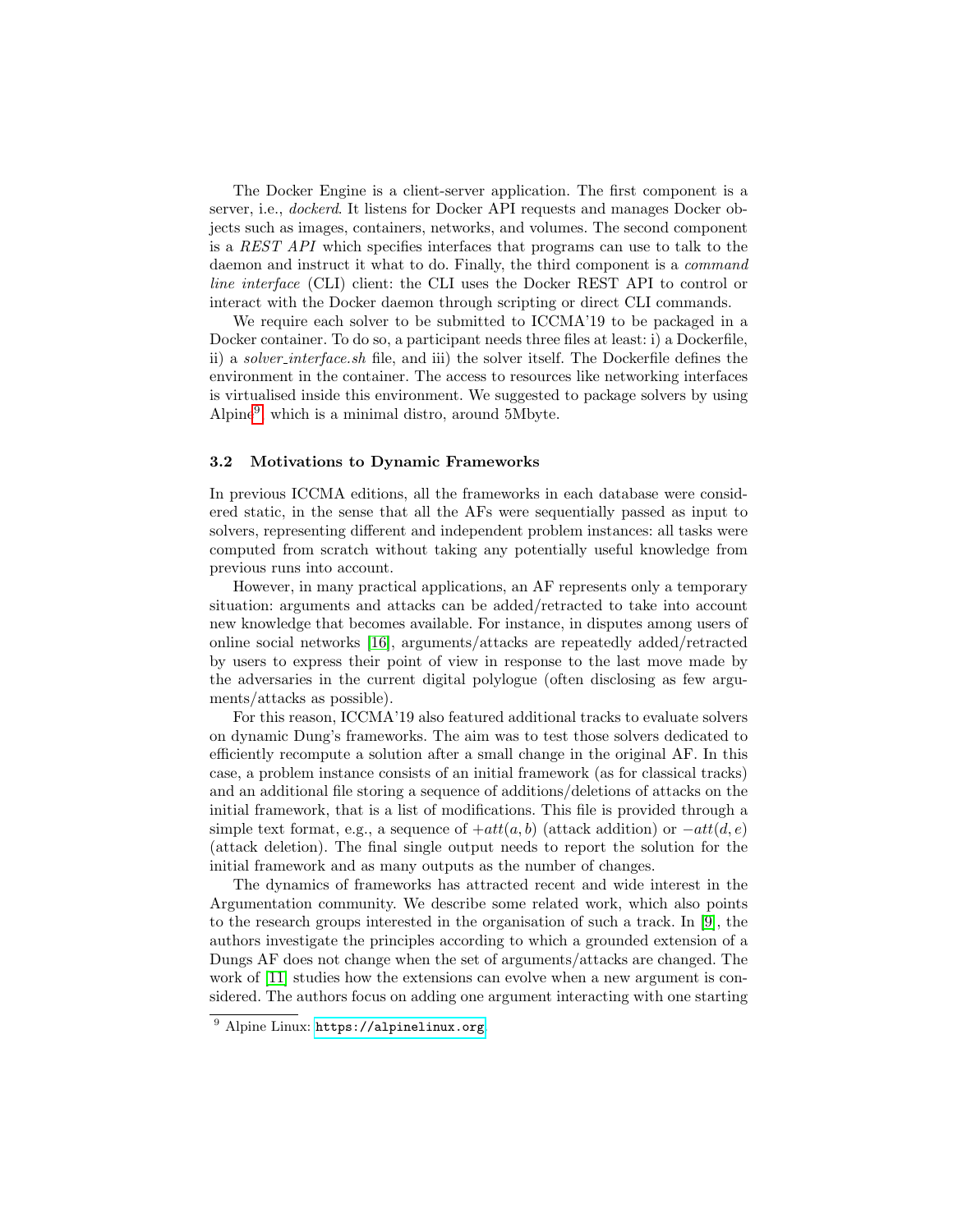The Docker Engine is a client-server application. The first component is a server, i.e., *dockerd*. It listens for Docker API requests and manages Docker objects such as images, containers, networks, and volumes. The second component is a *REST API* which specifies interfaces that programs can use to talk to the daemon and instruct it what to do. Finally, the third component is a *command line interface* (CLI) client: the CLI uses the Docker REST API to control or interact with the Docker daemon through scripting or direct CLI commands.

We require each solver to be submitted to ICCMA'19 to be packaged in a Docker container. To do so, a participant needs three files at least: i) a Dockerfile, ii) a *solver_interface.sh* file, and iii) the solver itself. The Dockerfile defines the environment in the container. The access to resources like networking interfaces is virtualised inside this environment. We suggested to package solvers by using Alpine[9], which is a minimal distro, around 5Mbyte.

### 3.2 Motivations to Dynamic Frameworks

In previous ICCMA editions, all the frameworks in each database were considered static, in the sense that all the AFs were sequentially passed as input to solvers, representing different and independent problem instances: all tasks were computed from scratch without taking any potentially useful knowledge from previous runs into account.

However, in many practical applications, an AF represents only a temporary situation: arguments and attacks can be added/retracted to take into account new knowledge that becomes available. For instance, in disputes among users of online social networks [16], arguments/attacks are repeatedly added/retracted by users to express their point of view in response to the last move made by the adversaries in the current digital polylogue (often disclosing as few arguments/attacks as possible).

For this reason, ICCMA'19 also featured additional tracks to evaluate solvers on dynamic Dung's frameworks. The aim was to test those solvers dedicated to efficiently recompute a solution after a small change in the original AF. In this case, a problem instance consists of an initial framework (as for classical tracks) and an additional file storing a sequence of additions/deletions of attacks on the initial framework, that is a list of modifications. This file is provided through a simple text format, e.g., a sequence of $+att(a, b)$ (attack addition) or $-att(d, e)$ (attack deletion). The final single output needs to report the solution for the initial framework and as many outputs as the number of changes.

The dynamics of frameworks has attracted recent and wide interest in the Argumentation community. We describe some related work, which also points to the research groups interested in the organisation of such a track. In [9], the authors investigate the principles according to which a grounded extension of a Dungs AF does not change when the set of arguments/attacks are changed. The work of [11] studies how the extensions can evolve when a new argument is considered. The authors focus on adding one argument interacting with one starting

[9] Alpine Linux: https://alpinelinux.org.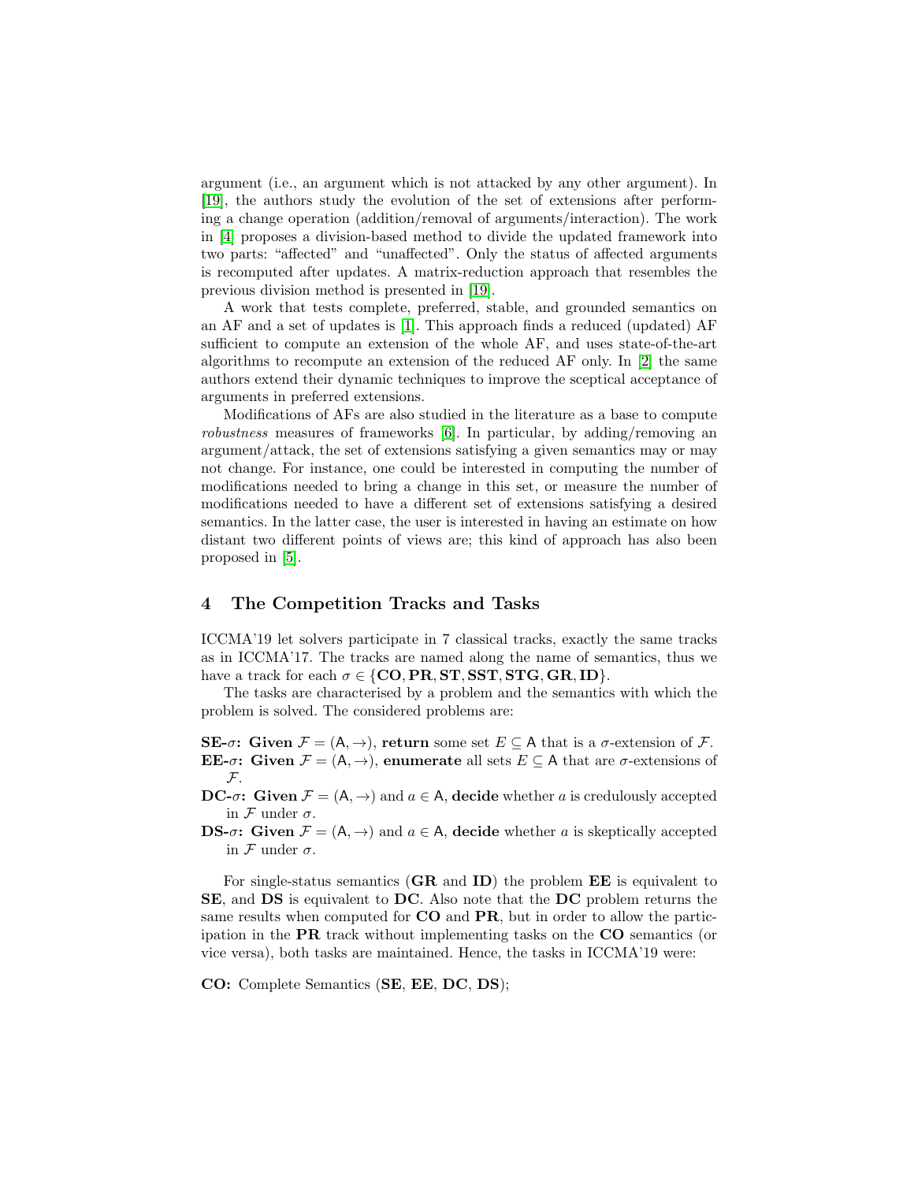argument (i.e., an argument which is not attacked by any other argument). In [19], the authors study the evolution of the set of extensions after performing a change operation (addition/removal of arguments/interaction). The work in [4] proposes a division-based method to divide the updated framework into two parts: "affected" and "unaffected". Only the status of affected arguments is recomputed after updates. A matrix-reduction approach that resembles the previous division method is presented in [19].

A work that tests complete, preferred, stable, and grounded semantics on an AF and a set of updates is [1]. This approach finds a reduced (updated) AF sufficient to compute an extension of the whole AF, and uses state-of-the-art algorithms to recompute an extension of the reduced AF only. In [2] the same authors extend their dynamic techniques to improve the sceptical acceptance of arguments in preferred extensions.

Modifications of AFs are also studied in the literature as a base to compute *robustness* measures of frameworks [6]. In particular, by adding/removing an argument/attack, the set of extensions satisfying a given semantics may or may not change. For instance, one could be interested in computing the number of modifications needed to bring a change in this set, or measure the number of modifications needed to have a different set of extensions satisfying a desired semantics. In the latter case, the user is interested in having an estimate on how distant two different points of views are; this kind of approach has also been proposed in [5].

## 4 The Competition Tracks and Tasks

ICCMA'19 let solvers participate in 7 classical tracks, exactly the same tracks as in ICCMA'17. The tracks are named along the name of semantics, thus we have a track for each $\sigma \in \{\mathbf{CO}, \mathbf{PR}, \mathbf{ST}, \mathbf{SST}, \mathbf{STG}, \mathbf{GR}, \mathbf{ID}\}$.

The tasks are characterised by a problem and the semantics with which the problem is solved. The considered problems are:

**SE-$\sigma$: Given** $\mathcal{F} = (\mathsf{A}, \rightarrow)$, **return** some set $E \subseteq \mathsf{A}$ that is a $\sigma$-extension of $\mathcal{F}$.

**EE-$\sigma$: Given** $\mathcal{F} = (\mathsf{A}, \rightarrow)$, **enumerate** all sets $E \subseteq \mathsf{A}$ that are $\sigma$-extensions of $\mathcal{F}$.

**DC-$\sigma$: Given** $\mathcal{F} = (\mathsf{A}, \rightarrow)$ and $a \in \mathsf{A}$, **decide** whether $a$ is credulously accepted in $\mathcal{F}$ under $\sigma$.

**DS-$\sigma$: Given** $\mathcal{F} = (\mathsf{A}, \rightarrow)$ and $a \in \mathsf{A}$, **decide** whether $a$ is skeptically accepted in $\mathcal{F}$ under $\sigma$.

For single-status semantics (**GR** and **ID**) the problem **EE** is equivalent to **SE**, and **DS** is equivalent to **DC**. Also note that the **DC** problem returns the same results when computed for **CO** and **PR**, but in order to allow the participation in the **PR** track without implementing tasks on the **CO** semantics (or vice versa), both tasks are maintained. Hence, the tasks in ICCMA'19 were:

**CO:** Complete Semantics (**SE**, **EE**, **DC**, **DS**);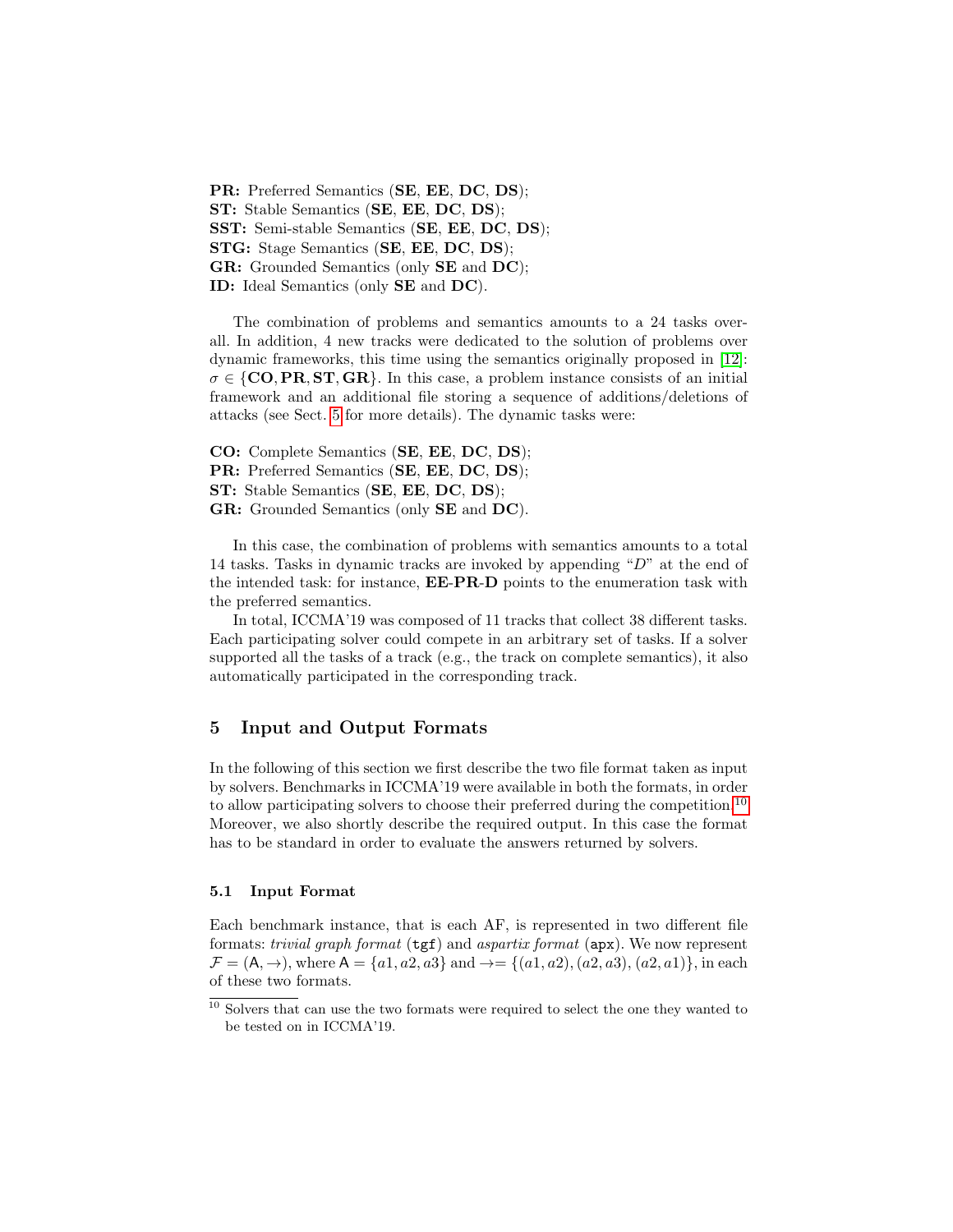**PR:** Preferred Semantics (**SE**, **EE**, **DC**, **DS**);
**ST:** Stable Semantics (**SE**, **EE**, **DC**, **DS**);
**SST:** Semi-stable Semantics (**SE**, **EE**, **DC**, **DS**);
**STG:** Stage Semantics (**SE**, **EE**, **DC**, **DS**);
**GR:** Grounded Semantics (only **SE** and **DC**);
**ID:** Ideal Semantics (only **SE** and **DC**).

The combination of problems and semantics amounts to a 24 tasks overall. In addition, 4 new tracks were dedicated to the solution of problems over dynamic frameworks, this time using the semantics originally proposed in [12]: $\sigma \in \{\mathbf{CO}, \mathbf{PR}, \mathbf{ST}, \mathbf{GR}\}$. In this case, a problem instance consists of an initial framework and an additional file storing a sequence of additions/deletions of attacks (see Sect. 5 for more details). The dynamic tasks were:

**CO:** Complete Semantics (**SE**, **EE**, **DC**, **DS**);
**PR:** Preferred Semantics (**SE**, **EE**, **DC**, **DS**);
**ST:** Stable Semantics (**SE**, **EE**, **DC**, **DS**);
**GR:** Grounded Semantics (only **SE** and **DC**).

In this case, the combination of problems with semantics amounts to a total 14 tasks. Tasks in dynamic tracks are invoked by appending "*D*" at the end of the intended task: for instance, **EE-PR-D** points to the enumeration task with the preferred semantics.

In total, ICCMA'19 was composed of 11 tracks that collect 38 different tasks. Each participating solver could compete in an arbitrary set of tasks. If a solver supported all the tasks of a track (e.g., the track on complete semantics), it also automatically participated in the corresponding track.

## 5 Input and Output Formats

In the following of this section we first describe the two file format taken as input by solvers. Benchmarks in ICCMA'19 were available in both the formats, in order to allow participating solvers to choose their preferred during the competition.[10] Moreover, we also shortly describe the required output. In this case the format has to be standard in order to evaluate the answers returned by solvers.

### 5.1 Input Format

Each benchmark instance, that is each AF, is represented in two different file formats: *trivial graph format* (`tgf`) and *aspartix format* (`apx`). We now represent $\mathcal{F} = (\mathsf{A}, \rightarrow)$, where $\mathsf{A} = \{a1, a2, a3\}$ and $\rightarrow = \{(a1, a2), (a2, a3), (a2, a1)\}$, in each of these two formats.

[10] Solvers that can use the two formats were required to select the one they wanted to be tested on in ICCMA'19.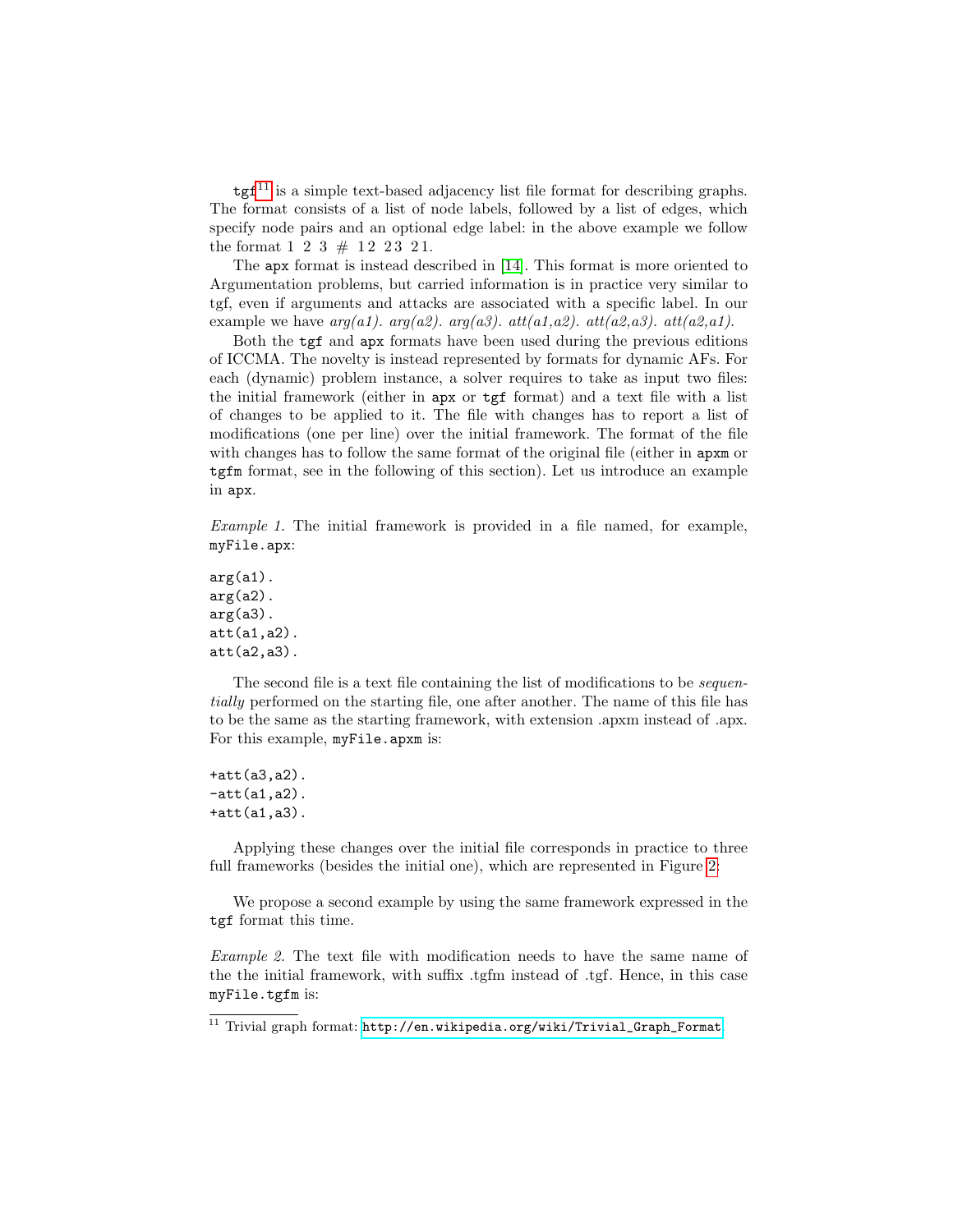`tgf`[11] is a simple text-based adjacency list file format for describing graphs. The format consists of a list of node labels, followed by a list of edges, which specify node pairs and an optional edge label: in the above example we follow the format 1 2 3 # 1 2 2 3 2 1.

The `apx` format is instead described in [14]. This format is more oriented to Argumentation problems, but carried information is in practice very similar to tgf, even if arguments and attacks are associated with a specific label. In our example we have *arg(a1). arg(a2). arg(a3). att(a1,a2). att(a2,a3). att(a2,a1).*

Both the `tgf` and `apx` formats have been used during the previous editions of ICCMA. The novelty is instead represented by formats for dynamic AFs. For each (dynamic) problem instance, a solver requires to take as input two files: the initial framework (either in `apx` or `tgf` format) and a text file with a list of changes to be applied to it. The file with changes has to report a list of modifications (one per line) over the initial framework. The format of the file with changes has to follow the same format of the original file (either in `apxm` or `tgfm` format, see in the following of this section). Let us introduce an example in `apx`.

*Example 1.* The initial framework is provided in a file named, for example, `myFile.apx`:

```
arg(a1).
arg(a2).
arg(a3).
att(a1,a2).
att(a2,a3).
```

The second file is a text file containing the list of modifications to be *sequentially* performed on the starting file, one after another. The name of this file has to be the same as the starting framework, with extension .apxm instead of .apx. For this example, `myFile.apxm` is:

```
+att(a3,a2).
-att(a1,a2).
+att(a1,a3).
```

Applying these changes over the initial file corresponds in practice to three full frameworks (besides the initial one), which are represented in Figure 2:

We propose a second example by using the same framework expressed in the `tgf` format this time.

*Example 2.* The text file with modification needs to have the same name of the the initial framework, with suffix .tgfm instead of .tgf. Hence, in this case `myFile.tgfm` is:

[11] Trivial graph format: http://en.wikipedia.org/wiki/Trivial_Graph_Format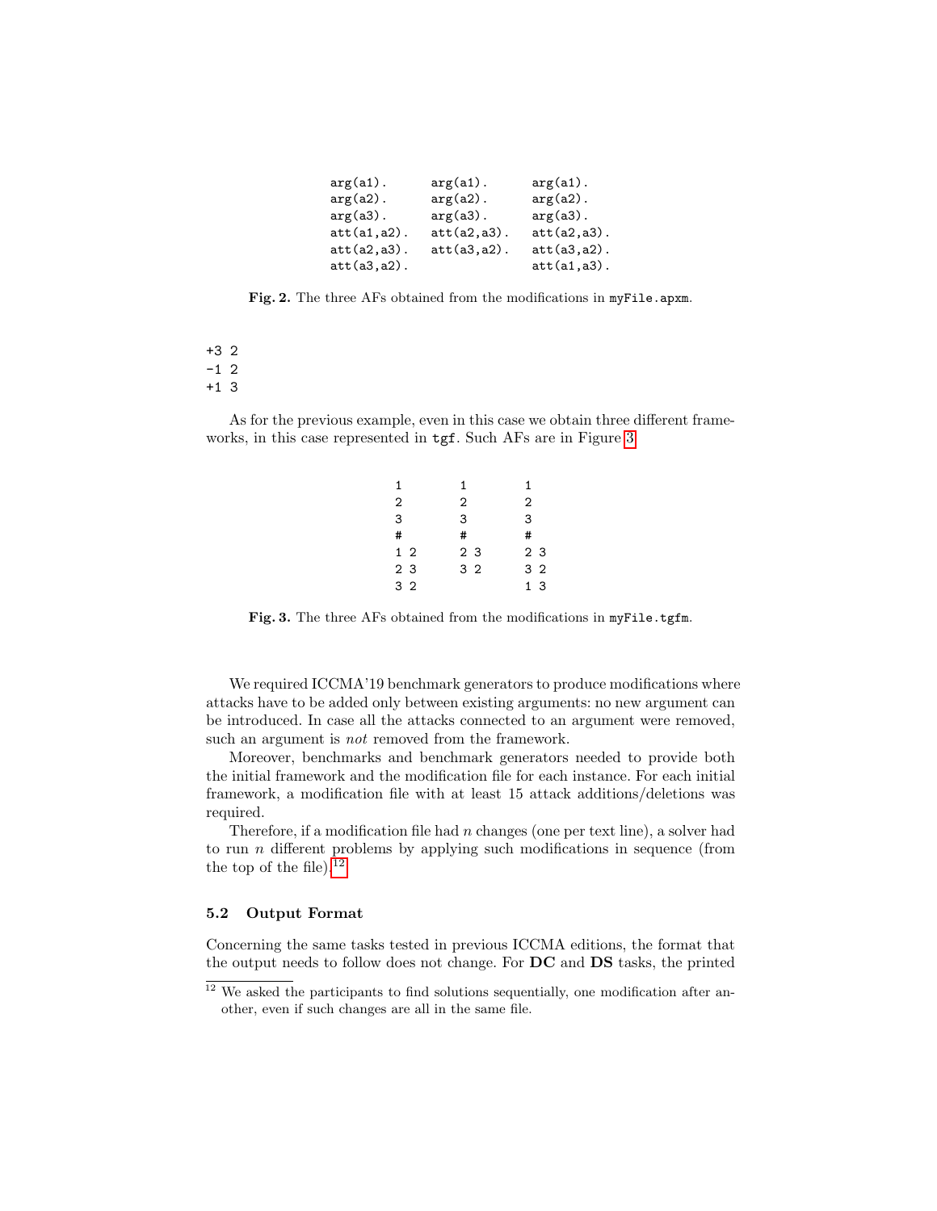```
arg(a1).       arg(a1).       arg(a1).
arg(a2).       arg(a2).       arg(a2).
arg(a3).       arg(a3).       arg(a3).
att(a1,a2).    att(a2,a3).    att(a2,a3).
att(a2,a3).    att(a3,a2).    att(a3,a2).
att(a3,a2).                   att(a1,a3).
```

**Fig. 2.** The three AFs obtained from the modifications in `myFile.apxm`.

```
+3 2
-1 2
+1 3
```

As for the previous example, even in this case we obtain three different frameworks, in this case represented in `tgf`. Such AFs are in Figure 3.

```
1        1        1
2        2        2
3        3        3
#        #        #
1 2      2 3      2 3
2 3      3 2      3 2
3 2               1 3
```

**Fig. 3.** The three AFs obtained from the modifications in `myFile.tgfm`.

We required ICCMA'19 benchmark generators to produce modifications where attacks have to be added only between existing arguments: no new argument can be introduced. In case all the attacks connected to an argument were removed, such an argument is *not* removed from the framework.

Moreover, benchmarks and benchmark generators needed to provide both the initial framework and the modification file for each instance. For each initial framework, a modification file with at least 15 attack additions/deletions was required.

Therefore, if a modification file had $n$ changes (one per text line), a solver had to run $n$ different problems by applying such modifications in sequence (from the top of the file).[12]

### 5.2 Output Format

Concerning the same tasks tested in previous ICCMA editions, the format that the output needs to follow does not change. For **DC** and **DS** tasks, the printed

[12] We asked the participants to find solutions sequentially, one modification after another, even if such changes are all in the same file.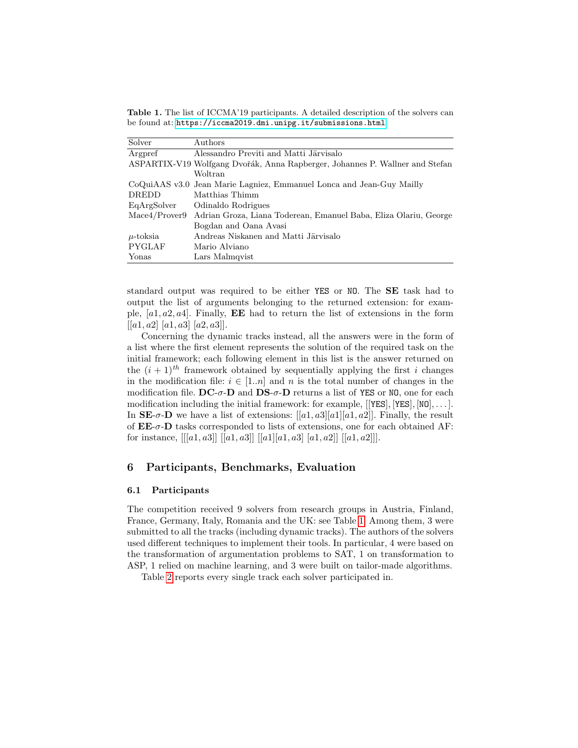**Table 1.** The list of ICCMA'19 participants. A detailed description of the solvers can be found at: https://iccma2019.dmi.unipg.it/submissions.html

| Solver | Authors |
| --- | --- |
| Argpref | Alessandro Previti and Matti Järvisalo |
| ASPARTIX-V19 | Wolfgang Dvořák, Anna Rapberger, Johannes P. Wallner and Stefan Woltran |
| CoQuiAAS v3.0 | Jean Marie Lagniez, Emmanuel Lonca and Jean-Guy Mailly |
| DREDD | Matthias Thimm |
| EqArgSolver | Odinaldo Rodrigues |
| Mace4/Prover9 | Adrian Groza, Liana Toderean, Emanuel Baba, Eliza Olariu, George Bogdan and Oana Avasi |
| $\mu$-toksia | Andreas Niskanen and Matti Järvisalo |
| PYGLAF | Mario Alviano |
| Yonas | Lars Malmqvist |

standard output was required to be either `YES` or `NO`. The **SE** task had to output the list of arguments belonging to the returned extension: for example, $[a1, a2, a4]$. Finally, **EE** had to return the list of extensions in the form $[[a1, a2]\ [a1, a3]\ [a2, a3]]$.

Concerning the dynamic tracks instead, all the answers were in the form of a list where the first element represents the solution of the required task on the initial framework; each following element in this list is the answer returned on the $(i+1)^{th}$ framework obtained by sequentially applying the first $i$ changes in the modification file: $i \in [1..n]$ and $n$ is the total number of changes in the modification file. **DC-$\sigma$-D** and **DS-$\sigma$-D** returns a list of `YES` or `NO`, one for each modification including the initial framework: for example, [[`YES`], [`YES`], [`NO`], ...]. In **SE-$\sigma$-D** we have a list of extensions: $[[a1, a3][a1][a1, a2]]$. Finally, the result of **EE-$\sigma$-D** tasks corresponded to lists of extensions, one for each obtained AF: for instance, $[[[a1, a3]]\ [[a1, a3]]\ [[a1][a1, a3]\ [a1, a2]]\ [[a1, a2]]]$.

## 6 Participants, Benchmarks, Evaluation

### 6.1 Participants

The competition received 9 solvers from research groups in Austria, Finland, France, Germany, Italy, Romania and the UK: see Table 1. Among them, 3 were submitted to all the tracks (including dynamic tracks). The authors of the solvers used different techniques to implement their tools. In particular, 4 were based on the transformation of argumentation problems to SAT, 1 on transformation to ASP, 1 relied on machine learning, and 3 were built on tailor-made algorithms.

Table 2 reports every single track each solver participated in.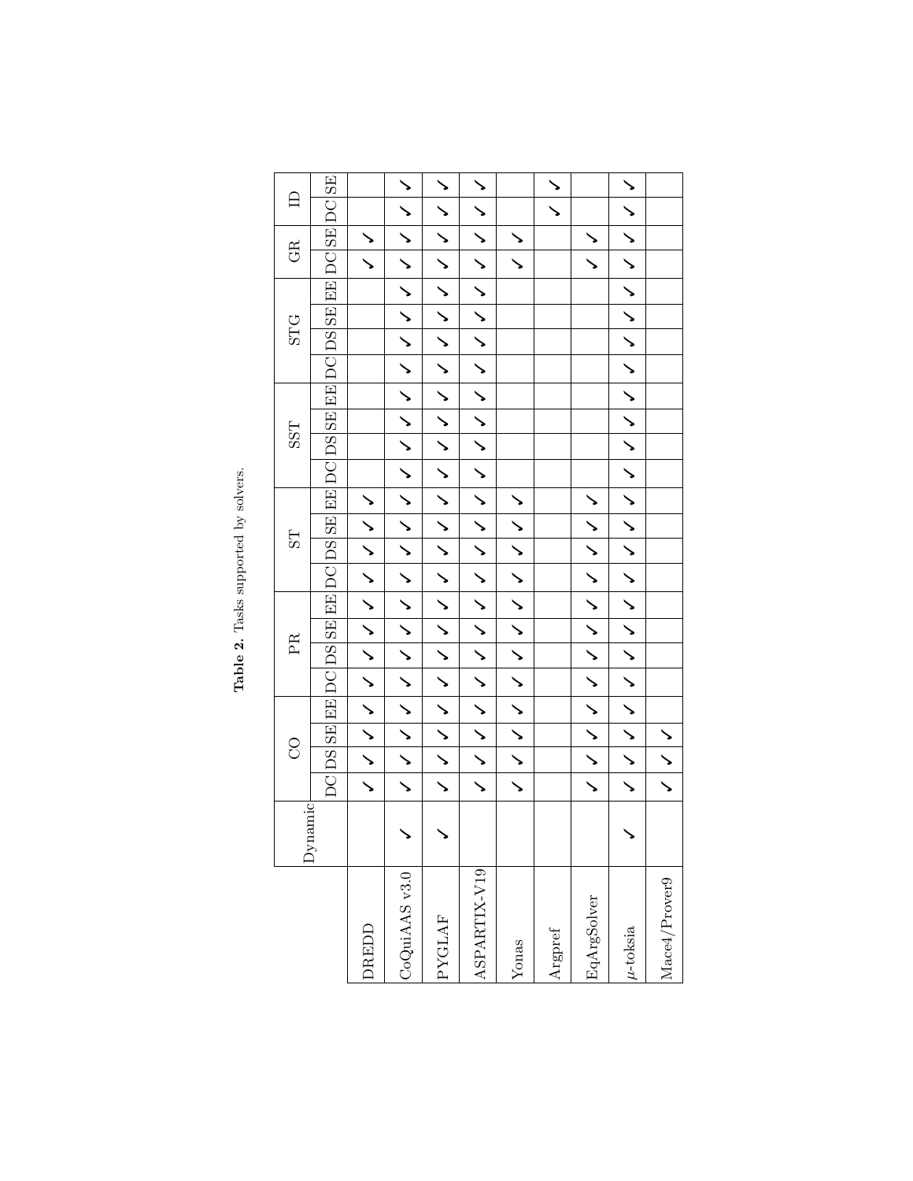**Table 2.** Tasks supported by solvers.

| | Dynamic | CO | | | | PR | | | | ST | | | | SST | | | | STG | | | | GR | | ID | |
|---|---|---|---|---|---|---|---|---|---|---|---|---|---|---|---|---|---|---|---|---|---|---|---|---|---|
| | | DC | DS | SE | EE | DC | DS | SE | EE | DC | DS | SE | EE | DC | DS | SE | EE | DC | DS | SE | EE | DC | SE | DC | SE |
| DREDD | | ✓ | ✓ | ✓ | ✓ | ✓ | ✓ | ✓ | ✓ | ✓ | ✓ | ✓ | ✓ | | | | | | | | | ✓ | ✓ | | |
| CoQuiAAS v3.0 | ✓ | ✓ | ✓ | ✓ | ✓ | ✓ | ✓ | ✓ | ✓ | ✓ | ✓ | ✓ | ✓ | ✓ | ✓ | ✓ | ✓ | ✓ | ✓ | ✓ | ✓ | ✓ | ✓ | ✓ | ✓ |
| PYGLAF | ✓ | ✓ | ✓ | ✓ | ✓ | ✓ | ✓ | ✓ | ✓ | ✓ | ✓ | ✓ | ✓ | ✓ | ✓ | ✓ | ✓ | ✓ | ✓ | ✓ | ✓ | ✓ | ✓ | ✓ | ✓ |
| ASPARTIX-V19 | | ✓ | ✓ | ✓ | ✓ | ✓ | ✓ | ✓ | ✓ | ✓ | ✓ | ✓ | ✓ | ✓ | ✓ | ✓ | ✓ | ✓ | ✓ | ✓ | ✓ | ✓ | ✓ | ✓ | ✓ |
| Yonas | | ✓ | ✓ | ✓ | ✓ | ✓ | ✓ | ✓ | ✓ | ✓ | ✓ | ✓ | ✓ | | | | | | | | | ✓ | ✓ | | |
| Argpref | | | | | | | | | | | | | | | | | | | | | | | | ✓ | ✓ |
| EqArgSolver | | ✓ | ✓ | ✓ | ✓ | ✓ | ✓ | ✓ | ✓ | ✓ | ✓ | ✓ | ✓ | | | | | | | | | ✓ | ✓ | | |
| $\mu$-toksia | ✓ | ✓ | ✓ | ✓ | ✓ | ✓ | ✓ | ✓ | ✓ | ✓ | ✓ | ✓ | ✓ | ✓ | ✓ | ✓ | ✓ | ✓ | ✓ | ✓ | ✓ | ✓ | ✓ | ✓ | ✓ |
| Mace4/Prover9 | | ✓ | ✓ | ✓ | | | | | | | | | | | | | | | | | | | | | |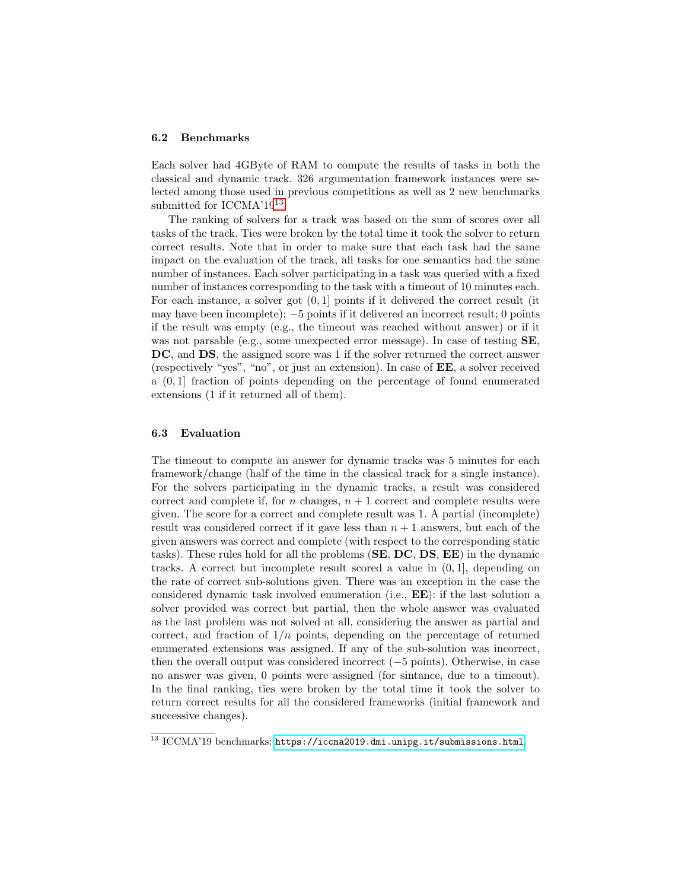### 6.2 Benchmarks

Each solver had 4GByte of RAM to compute the results of tasks in both the classical and dynamic track. 326 argumentation framework instances were selected among those used in previous competitions as well as 2 new benchmarks submitted for ICCMA'19[13].

The ranking of solvers for a track was based on the sum of scores over all tasks of the track. Ties were broken by the total time it took the solver to return correct results. Note that in order to make sure that each task had the same impact on the evaluation of the track, all tasks for one semantics had the same number of instances. Each solver participating in a task was queried with a fixed number of instances corresponding to the task with a timeout of 10 minutes each. For each instance, a solver got $(0, 1]$ points if it delivered the correct result (it may have been incomplete); $-5$ points if it delivered an incorrect result; 0 points if the result was empty (e.g., the timeout was reached without answer) or if it was not parsable (e.g., some unexpected error message). In case of testing **SE**, **DC**, and **DS**, the assigned score was 1 if the solver returned the correct answer (respectively "yes", "no", or just an extension). In case of **EE**, a solver received a $(0, 1]$ fraction of points depending on the percentage of found enumerated extensions (1 if it returned all of them).

### 6.3 Evaluation

The timeout to compute an answer for dynamic tracks was 5 minutes for each framework/change (half of the time in the classical track for a single instance). For the solvers participating in the dynamic tracks, a result was considered correct and complete if, for $n$ changes, $n + 1$ correct and complete results were given. The score for a correct and complete result was 1. A partial (incomplete) result was considered correct if it gave less than $n + 1$ answers, but each of the given answers was correct and complete (with respect to the corresponding static tasks). These rules hold for all the problems (**SE**, **DC**, **DS**, **EE**) in the dynamic tracks. A correct but incomplete result scored a value in $(0, 1]$, depending on the rate of correct sub-solutions given. There was an exception in the case the considered dynamic task involved enumeration (i.e., **EE**): if the last solution a solver provided was correct but partial, then the whole answer was evaluated as the last problem was not solved at all, considering the answer as partial and correct, and fraction of $1/n$ points, depending on the percentage of returned enumerated extensions was assigned. If any of the sub-solution was incorrect, then the overall output was considered incorrect ($-5$ points). Otherwise, in case no answer was given, 0 points were assigned (for sintance, due to a timeout). In the final ranking, ties were broken by the total time it took the solver to return correct results for all the considered frameworks (initial framework and successive changes).

[13] ICCMA'19 benchmarks: https://iccma2019.dmi.unipg.it/submissions.html.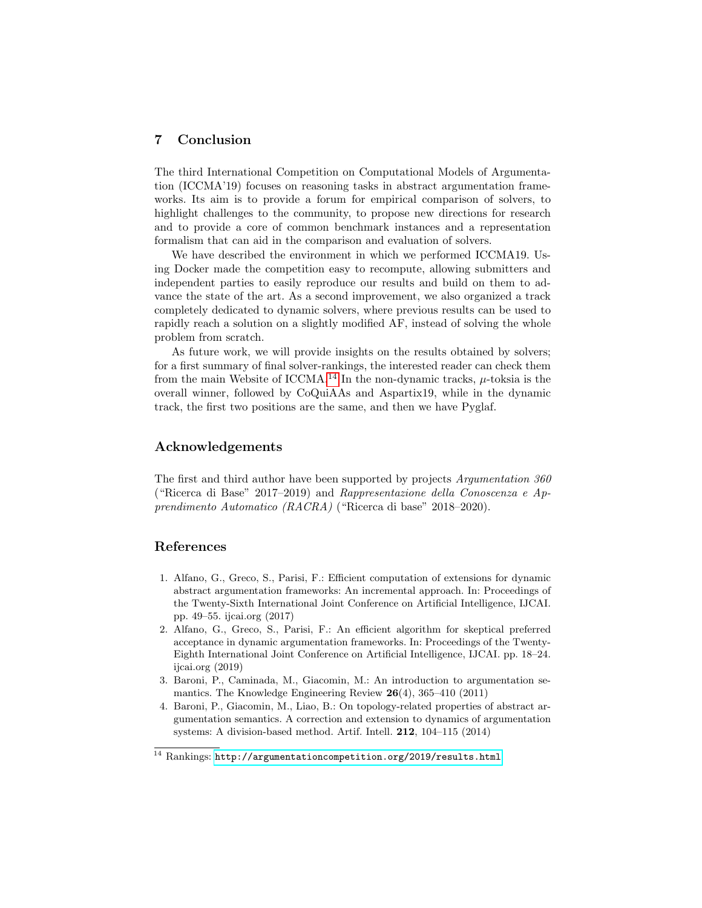## 7 Conclusion

The third International Competition on Computational Models of Argumentation (ICCMA'19) focuses on reasoning tasks in abstract argumentation frameworks. Its aim is to provide a forum for empirical comparison of solvers, to highlight challenges to the community, to propose new directions for research and to provide a core of common benchmark instances and a representation formalism that can aid in the comparison and evaluation of solvers.

We have described the environment in which we performed ICCMA19. Using Docker made the competition easy to recompute, allowing submitters and independent parties to easily reproduce our results and build on them to advance the state of the art. As a second improvement, we also organized a track completely dedicated to dynamic solvers, where previous results can be used to rapidly reach a solution on a slightly modified AF, instead of solving the whole problem from scratch.

As future work, we will provide insights on the results obtained by solvers; for a first summary of final solver-rankings, the interested reader can check them from the main Website of ICCMA.[14] In the non-dynamic tracks, $\mu$-toksia is the overall winner, followed by CoQuiAAs and Aspartix19, while in the dynamic track, the first two positions are the same, and then we have Pyglaf.

## Acknowledgements

The first and third author have been supported by projects *Argumentation 360* ("Ricerca di Base" 2017–2019) and *Rappresentazione della Conoscenza e Apprendimento Automatico (RACRA)* ("Ricerca di base" 2018–2020).

## References

1. Alfano, G., Greco, S., Parisi, F.: Efficient computation of extensions for dynamic abstract argumentation frameworks: An incremental approach. In: Proceedings of the Twenty-Sixth International Joint Conference on Artificial Intelligence, IJCAI. pp. 49–55. ijcai.org (2017)
2. Alfano, G., Greco, S., Parisi, F.: An efficient algorithm for skeptical preferred acceptance in dynamic argumentation frameworks. In: Proceedings of the Twenty-Eighth International Joint Conference on Artificial Intelligence, IJCAI. pp. 18–24. ijcai.org (2019)
3. Baroni, P., Caminada, M., Giacomin, M.: An introduction to argumentation semantics. The Knowledge Engineering Review **26**(4), 365–410 (2011)
4. Baroni, P., Giacomin, M., Liao, B.: On topology-related properties of abstract argumentation semantics. A correction and extension to dynamics of argumentation systems: A division-based method. Artif. Intell. **212**, 104–115 (2014)

[14] Rankings: http://argumentationcompetition.org/2019/results.html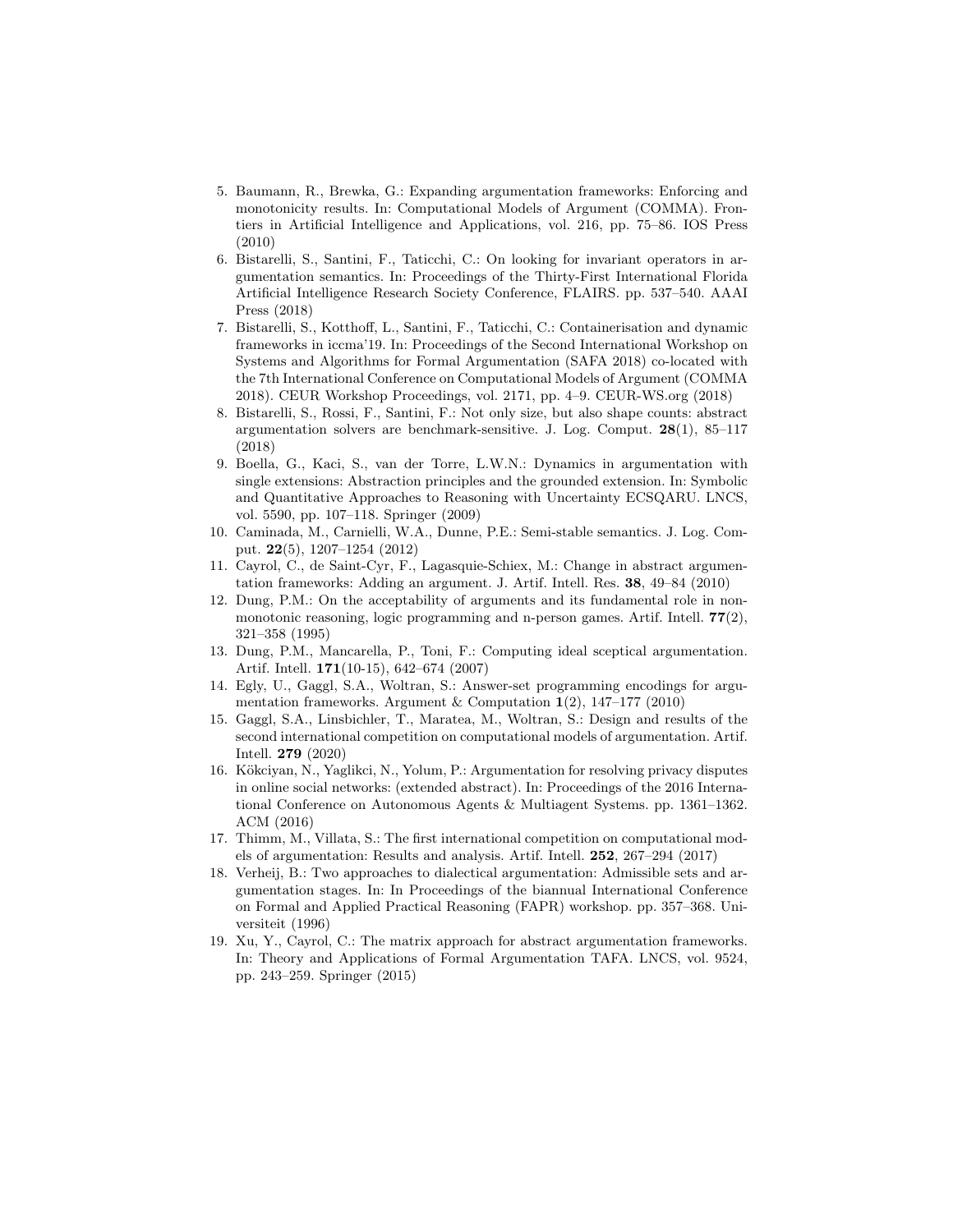5. Baumann, R., Brewka, G.: Expanding argumentation frameworks: Enforcing and monotonicity results. In: Computational Models of Argument (COMMA). Frontiers in Artificial Intelligence and Applications, vol. 216, pp. 75–86. IOS Press (2010)
6. Bistarelli, S., Santini, F., Taticchi, C.: On looking for invariant operators in argumentation semantics. In: Proceedings of the Thirty-First International Florida Artificial Intelligence Research Society Conference, FLAIRS. pp. 537–540. AAAI Press (2018)
7. Bistarelli, S., Kotthoff, L., Santini, F., Taticchi, C.: Containerisation and dynamic frameworks in iccma'19. In: Proceedings of the Second International Workshop on Systems and Algorithms for Formal Argumentation (SAFA 2018) co-located with the 7th International Conference on Computational Models of Argument (COMMA 2018). CEUR Workshop Proceedings, vol. 2171, pp. 4–9. CEUR-WS.org (2018)
8. Bistarelli, S., Rossi, F., Santini, F.: Not only size, but also shape counts: abstract argumentation solvers are benchmark-sensitive. J. Log. Comput. **28**(1), 85–117 (2018)
9. Boella, G., Kaci, S., van der Torre, L.W.N.: Dynamics in argumentation with single extensions: Abstraction principles and the grounded extension. In: Symbolic and Quantitative Approaches to Reasoning with Uncertainty ECSQARU. LNCS, vol. 5590, pp. 107–118. Springer (2009)
10. Caminada, M., Carnielli, W.A., Dunne, P.E.: Semi-stable semantics. J. Log. Comput. **22**(5), 1207–1254 (2012)
11. Cayrol, C., de Saint-Cyr, F., Lagasquie-Schiex, M.: Change in abstract argumentation frameworks: Adding an argument. J. Artif. Intell. Res. **38**, 49–84 (2010)
12. Dung, P.M.: On the acceptability of arguments and its fundamental role in nonmonotonic reasoning, logic programming and n-person games. Artif. Intell. **77**(2), 321–358 (1995)
13. Dung, P.M., Mancarella, P., Toni, F.: Computing ideal sceptical argumentation. Artif. Intell. **171**(10-15), 642–674 (2007)
14. Egly, U., Gaggl, S.A., Woltran, S.: Answer-set programming encodings for argumentation frameworks. Argument & Computation **1**(2), 147–177 (2010)
15. Gaggl, S.A., Linsbichler, T., Maratea, M., Woltran, S.: Design and results of the second international competition on computational models of argumentation. Artif. Intell. **279** (2020)
16. Kökciyan, N., Yaglikci, N., Yolum, P.: Argumentation for resolving privacy disputes in online social networks: (extended abstract). In: Proceedings of the 2016 International Conference on Autonomous Agents & Multiagent Systems. pp. 1361–1362. ACM (2016)
17. Thimm, M., Villata, S.: The first international competition on computational models of argumentation: Results and analysis. Artif. Intell. **252**, 267–294 (2017)
18. Verheij, B.: Two approaches to dialectical argumentation: Admissible sets and argumentation stages. In: In Proceedings of the biannual International Conference on Formal and Applied Practical Reasoning (FAPR) workshop. pp. 357–368. Universiteit (1996)
19. Xu, Y., Cayrol, C.: The matrix approach for abstract argumentation frameworks. In: Theory and Applications of Formal Argumentation TAFA. LNCS, vol. 9524, pp. 243–259. Springer (2015)